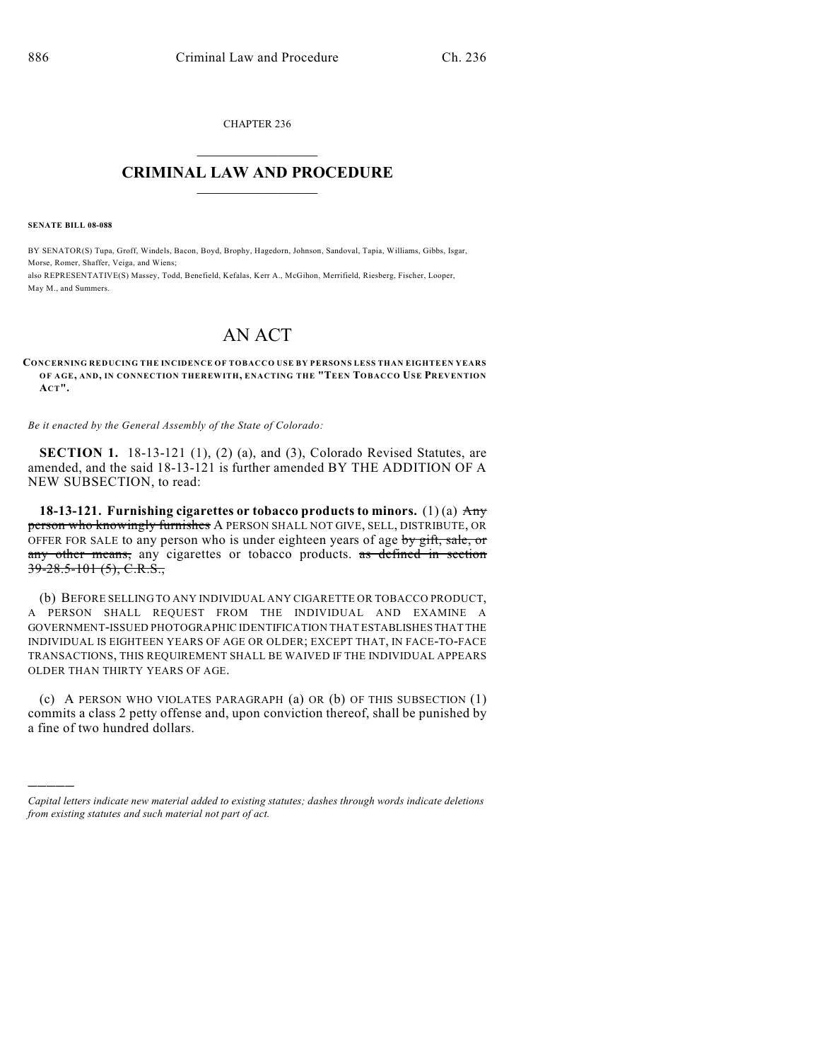CHAPTER 236

# CRIMINAL LAW AND PROCEDURE

**SENATE BILL 08-088**

BY SENATOR(S) Tupa, Groff, Windels, Bacon, Boyd, Brophy, Hagedorn, Johnson, Sandoval, Tapia, Williams, Gibbs, Isgar, Morse, Romer, Shaffer, Veiga, and Wiens;
also REPRESENTATIVE(S) Massey, Todd, Benefield, Kefalas, Kerr A., McGihon, Merrifield, Riesberg, Fischer, Looper, May M., and Summers.

# AN ACT

**CONCERNING REDUCING THE INCIDENCE OF TOBACCO USE BY PERSONS LESS THAN EIGHTEEN YEARS OF AGE, AND, IN CONNECTION THEREWITH, ENACTING THE "TEEN TOBACCO USE PREVENTION ACT".**

*Be it enacted by the General Assembly of the State of Colorado:*

**SECTION 1.** 18-13-121 (1), (2) (a), and (3), Colorado Revised Statutes, are amended, and the said 18-13-121 is further amended BY THE ADDITION OF A NEW SUBSECTION, to read:

**18-13-121. Furnishing cigarettes or tobacco products to minors.** (1) (a) ~~Any person who knowingly furnishes~~ A PERSON SHALL NOT GIVE, SELL, DISTRIBUTE, OR OFFER FOR SALE to any person who is under eighteen years of age ~~by gift, sale, or any other means,~~ any cigarettes or tobacco products. ~~as defined in section 39-28.5-101 (5), C.R.S.,~~

(b) BEFORE SELLING TO ANY INDIVIDUAL ANY CIGARETTE OR TOBACCO PRODUCT, A PERSON SHALL REQUEST FROM THE INDIVIDUAL AND EXAMINE A GOVERNMENT-ISSUED PHOTOGRAPHIC IDENTIFICATION THAT ESTABLISHES THAT THE INDIVIDUAL IS EIGHTEEN YEARS OF AGE OR OLDER; EXCEPT THAT, IN FACE-TO-FACE TRANSACTIONS, THIS REQUIREMENT SHALL BE WAIVED IF THE INDIVIDUAL APPEARS OLDER THAN THIRTY YEARS OF AGE.

(c) A PERSON WHO VIOLATES PARAGRAPH (a) OR (b) OF THIS SUBSECTION (1) commits a class 2 petty offense and, upon conviction thereof, shall be punished by a fine of two hundred dollars.

---

*Capital letters indicate new material added to existing statutes; dashes through words indicate deletions from existing statutes and such material not part of act.*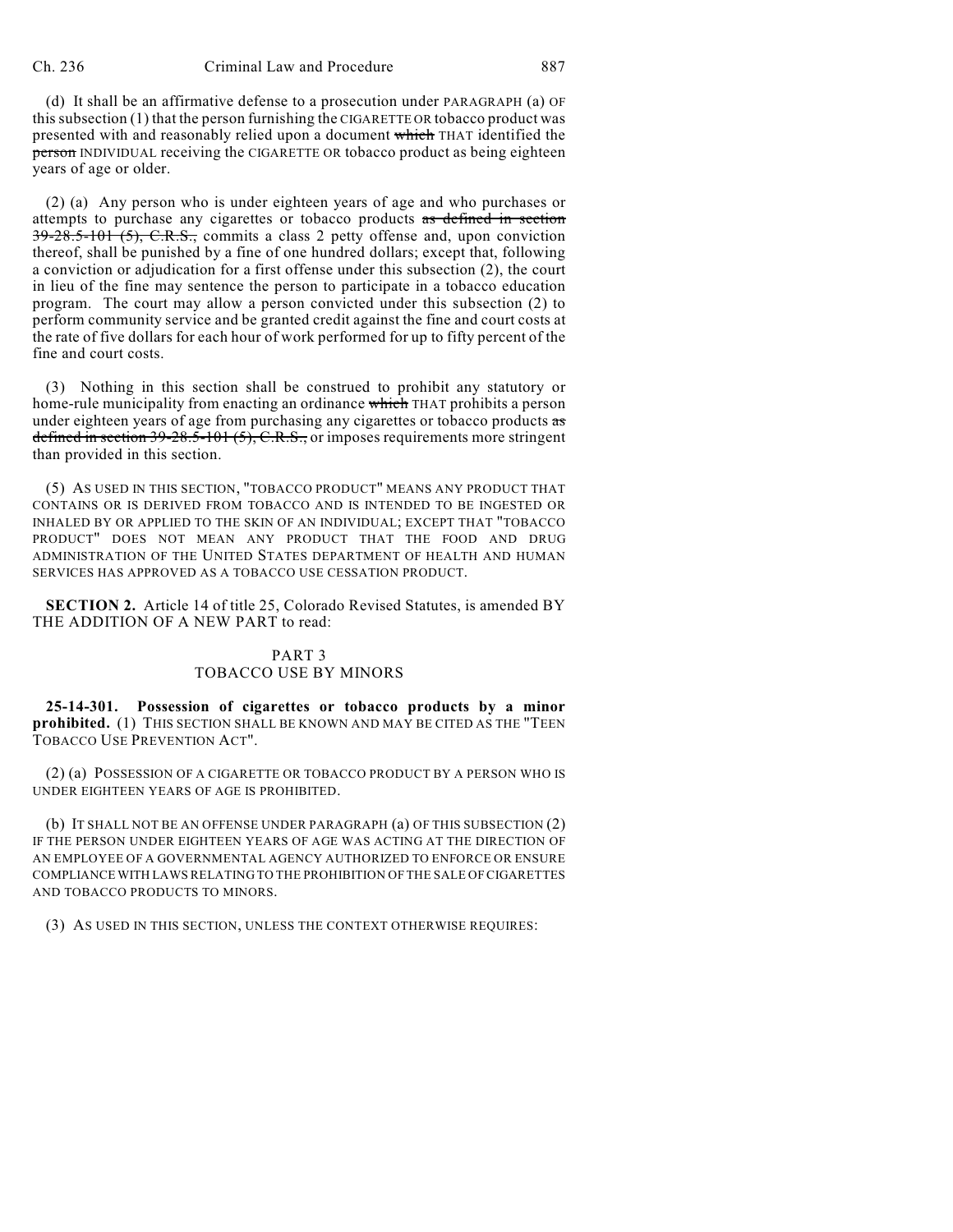(d) It shall be an affirmative defense to a prosecution under PARAGRAPH (a) OF this subsection (1) that the person furnishing the CIGARETTE OR tobacco product was presented with and reasonably relied upon a document ~~which~~ THAT identified the ~~person~~ INDIVIDUAL receiving the CIGARETTE OR tobacco product as being eighteen years of age or older.

(2) (a) Any person who is under eighteen years of age and who purchases or attempts to purchase any cigarettes or tobacco products ~~as defined in section 39-28.5-101 (5), C.R.S.,~~ commits a class 2 petty offense and, upon conviction thereof, shall be punished by a fine of one hundred dollars; except that, following a conviction or adjudication for a first offense under this subsection (2), the court in lieu of the fine may sentence the person to participate in a tobacco education program. The court may allow a person convicted under this subsection (2) to perform community service and be granted credit against the fine and court costs at the rate of five dollars for each hour of work performed for up to fifty percent of the fine and court costs.

(3) Nothing in this section shall be construed to prohibit any statutory or home-rule municipality from enacting an ordinance ~~which~~ THAT prohibits a person under eighteen years of age from purchasing any cigarettes or tobacco products ~~as defined in section 39-28.5-101 (5), C.R.S.,~~ or imposes requirements more stringent than provided in this section.

(5) AS USED IN THIS SECTION, "TOBACCO PRODUCT" MEANS ANY PRODUCT THAT CONTAINS OR IS DERIVED FROM TOBACCO AND IS INTENDED TO BE INGESTED OR INHALED BY OR APPLIED TO THE SKIN OF AN INDIVIDUAL; EXCEPT THAT "TOBACCO PRODUCT" DOES NOT MEAN ANY PRODUCT THAT THE FOOD AND DRUG ADMINISTRATION OF THE UNITED STATES DEPARTMENT OF HEALTH AND HUMAN SERVICES HAS APPROVED AS A TOBACCO USE CESSATION PRODUCT.

**SECTION 2.** Article 14 of title 25, Colorado Revised Statutes, is amended BY THE ADDITION OF A NEW PART to read:

PART 3
TOBACCO USE BY MINORS

**25-14-301. Possession of cigarettes or tobacco products by a minor prohibited.** (1) THIS SECTION SHALL BE KNOWN AND MAY BE CITED AS THE "TEEN TOBACCO USE PREVENTION ACT".

(2) (a) POSSESSION OF A CIGARETTE OR TOBACCO PRODUCT BY A PERSON WHO IS UNDER EIGHTEEN YEARS OF AGE IS PROHIBITED.

(b) IT SHALL NOT BE AN OFFENSE UNDER PARAGRAPH (a) OF THIS SUBSECTION (2) IF THE PERSON UNDER EIGHTEEN YEARS OF AGE WAS ACTING AT THE DIRECTION OF AN EMPLOYEE OF A GOVERNMENTAL AGENCY AUTHORIZED TO ENFORCE OR ENSURE COMPLIANCE WITH LAWS RELATING TO THE PROHIBITION OF THE SALE OF CIGARETTES AND TOBACCO PRODUCTS TO MINORS.

(3) AS USED IN THIS SECTION, UNLESS THE CONTEXT OTHERWISE REQUIRES: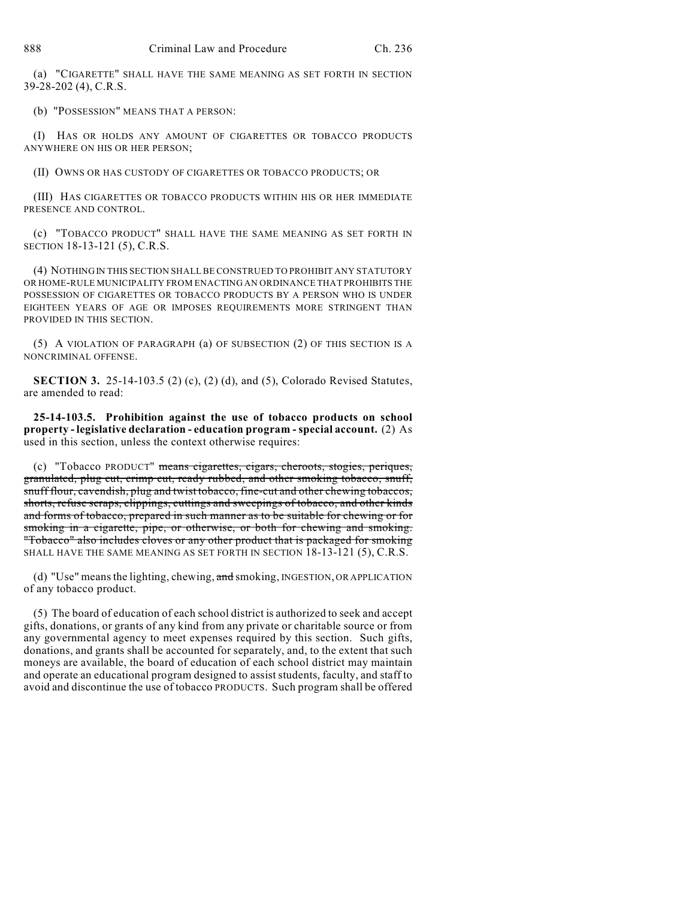(a) "CIGARETTE" SHALL HAVE THE SAME MEANING AS SET FORTH IN SECTION 39-28-202 (4), C.R.S.

(b) "POSSESSION" MEANS THAT A PERSON:

(I) HAS OR HOLDS ANY AMOUNT OF CIGARETTES OR TOBACCO PRODUCTS ANYWHERE ON HIS OR HER PERSON;

(II) OWNS OR HAS CUSTODY OF CIGARETTES OR TOBACCO PRODUCTS; OR

(III) HAS CIGARETTES OR TOBACCO PRODUCTS WITHIN HIS OR HER IMMEDIATE PRESENCE AND CONTROL.

(c) "TOBACCO PRODUCT" SHALL HAVE THE SAME MEANING AS SET FORTH IN SECTION 18-13-121 (5), C.R.S.

(4) NOTHING IN THIS SECTION SHALL BE CONSTRUED TO PROHIBIT ANY STATUTORY OR HOME-RULE MUNICIPALITY FROM ENACTING AN ORDINANCE THAT PROHIBITS THE POSSESSION OF CIGARETTES OR TOBACCO PRODUCTS BY A PERSON WHO IS UNDER EIGHTEEN YEARS OF AGE OR IMPOSES REQUIREMENTS MORE STRINGENT THAN PROVIDED IN THIS SECTION.

(5) A VIOLATION OF PARAGRAPH (a) OF SUBSECTION (2) OF THIS SECTION IS A NONCRIMINAL OFFENSE.

**SECTION 3.** 25-14-103.5 (2) (c), (2) (d), and (5), Colorado Revised Statutes, are amended to read:

**25-14-103.5. Prohibition against the use of tobacco products on school property - legislative declaration - education program - special account.** (2) As used in this section, unless the context otherwise requires:

(c) "Tobacco PRODUCT" ~~means cigarettes, cigars, cheroots, stogies, periques, granulated, plug cut, crimp cut, ready rubbed, and other smoking tobacco, snuff, snuff flour, cavendish, plug and twist tobacco, fine-cut and other chewing tobaccos, shorts, refuse scraps, clippings, cuttings and sweepings of tobacco, and other kinds and forms of tobacco, prepared in such manner as to be suitable for chewing or for smoking in a cigarette, pipe, or otherwise, or both for chewing and smoking. "Tobacco" also includes cloves or any other product that is packaged for smoking~~ SHALL HAVE THE SAME MEANING AS SET FORTH IN SECTION 18-13-121 (5), C.R.S.

(d) "Use" means the lighting, chewing, ~~and~~ smoking, INGESTION, OR APPLICATION of any tobacco product.

(5) The board of education of each school district is authorized to seek and accept gifts, donations, or grants of any kind from any private or charitable source or from any governmental agency to meet expenses required by this section. Such gifts, donations, and grants shall be accounted for separately, and, to the extent that such moneys are available, the board of education of each school district may maintain and operate an educational program designed to assist students, faculty, and staff to avoid and discontinue the use of tobacco PRODUCTS. Such program shall be offered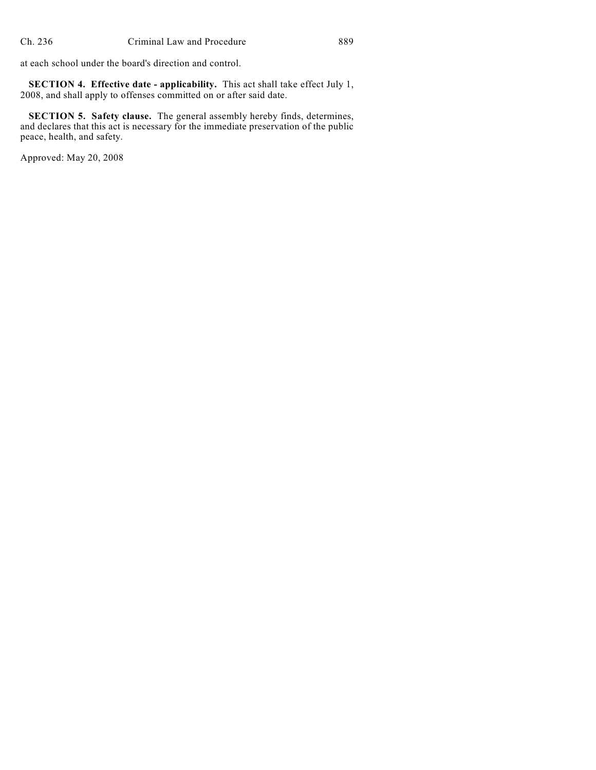at each school under the board's direction and control.

**SECTION 4. Effective date - applicability.** This act shall take effect July 1, 2008, and shall apply to offenses committed on or after said date.

**SECTION 5. Safety clause.** The general assembly hereby finds, determines, and declares that this act is necessary for the immediate preservation of the public peace, health, and safety.

Approved: May 20, 2008